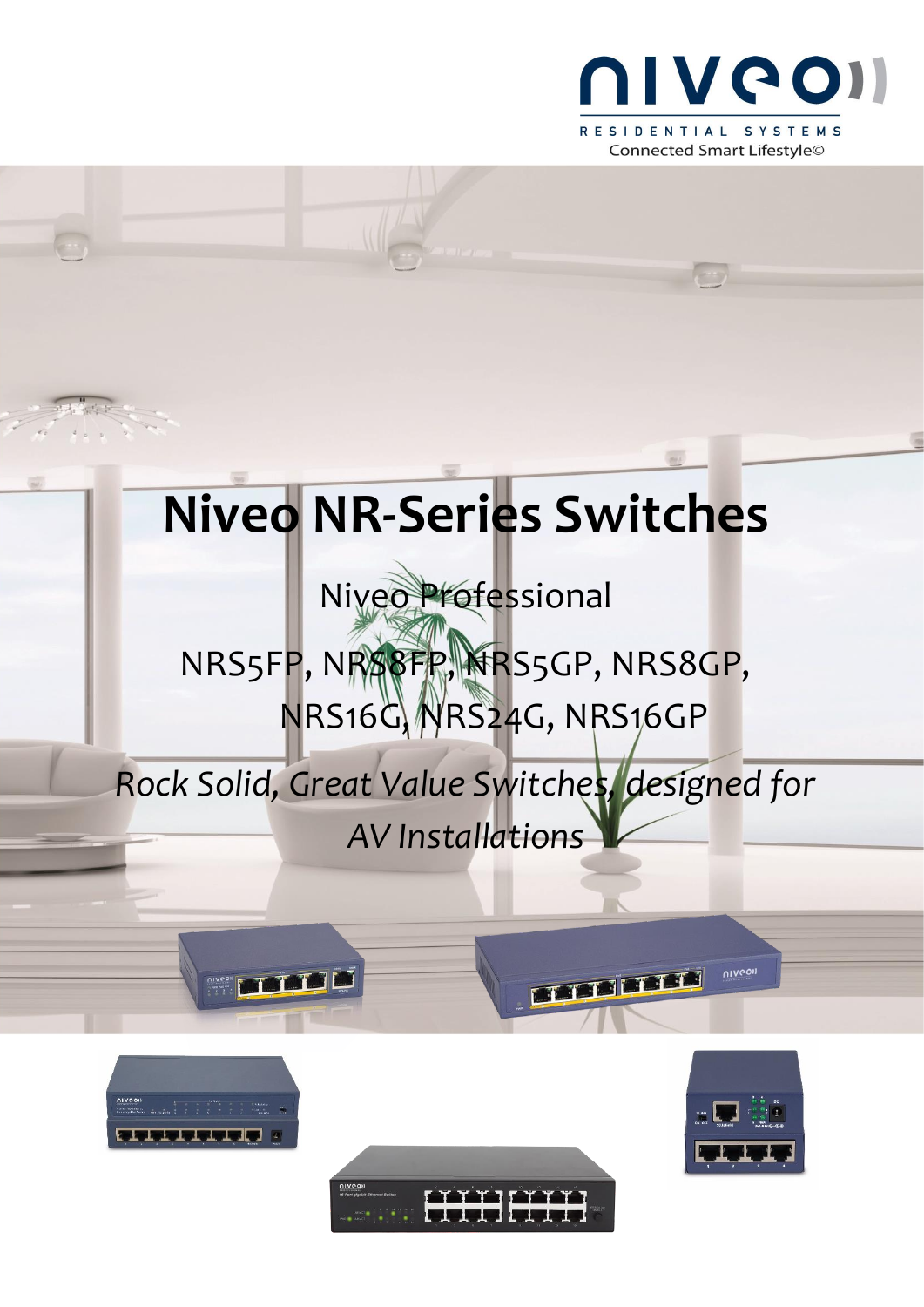niveo

RESIDENTIAL SYSTEMS

Connected Smart Lifestyle©

# Niveo NR-Series Switches

Niveo Professional

NRS5FP, NRS8FP, NRS5GP, NRS8GP, NRS16G, NRS24G, NRS16GP

*Rock Solid, Great Value Switches, designed for AV Installations*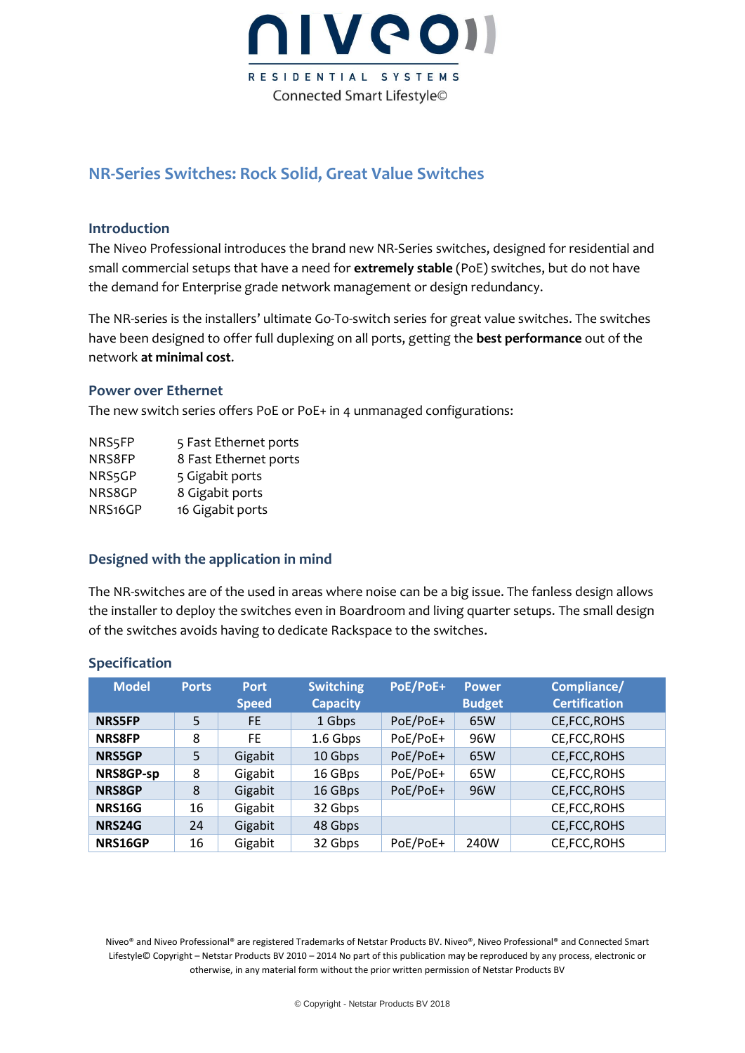niveo

RESIDENTIAL SYSTEMS

Connected Smart Lifestyle©

## NR-Series Switches: Rock Solid, Great Value Switches

### Introduction

The Niveo Professional introduces the brand new NR-Series switches, designed for residential and small commercial setups that have a need for **extremely stable** (PoE) switches, but do not have the demand for Enterprise grade network management or design redundancy.

The NR-series is the installers' ultimate Go-To-switch series for great value switches. The switches have been designed to offer full duplexing on all ports, getting the **best performance** out of the network **at minimal cost**.

### Power over Ethernet

The new switch series offers PoE or PoE+ in 4 unmanaged configurations:

NRS5FP 5 Fast Ethernet ports
NRS8FP 8 Fast Ethernet ports
NRS5GP 5 Gigabit ports
NRS8GP 8 Gigabit ports
NRS16GP 16 Gigabit ports

### Designed with the application in mind

The NR-switches are of the used in areas where noise can be a big issue. The fanless design allows the installer to deploy the switches even in Boardroom and living quarter setups. The small design of the switches avoids having to dedicate Rackspace to the switches.

### Specification

| Model | Ports | Port Speed | Switching Capacity | PoE/PoE+ | Power Budget | Compliance/ Certification |
|---|---|---|---|---|---|---|
| **NRS5FP** | 5 | FE | 1 Gbps | PoE/PoE+ | 65W | CE,FCC,ROHS |
| **NRS8FP** | 8 | FE | 1.6 Gbps | PoE/PoE+ | 96W | CE,FCC,ROHS |
| **NRS5GP** | 5 | Gigabit | 10 Gbps | PoE/PoE+ | 65W | CE,FCC,ROHS |
| **NRS8GP-sp** | 8 | Gigabit | 16 GBps | PoE/PoE+ | 65W | CE,FCC,ROHS |
| **NRS8GP** | 8 | Gigabit | 16 GBps | PoE/PoE+ | 96W | CE,FCC,ROHS |
| **NRS16G** | 16 | Gigabit | 32 Gbps | | | CE,FCC,ROHS |
| **NRS24G** | 24 | Gigabit | 48 Gbps | | | CE,FCC,ROHS |
| **NRS16GP** | 16 | Gigabit | 32 Gbps | PoE/PoE+ | 240W | CE,FCC,ROHS |

Niveo® and Niveo Professional® are registered Trademarks of Netstar Products BV. Niveo®, Niveo Professional® and Connected Smart Lifestyle© Copyright – Netstar Products BV 2010 – 2014 No part of this publication may be reproduced by any process, electronic or otherwise, in any material form without the prior written permission of Netstar Products BV

© Copyright - Netstar Products BV 2018